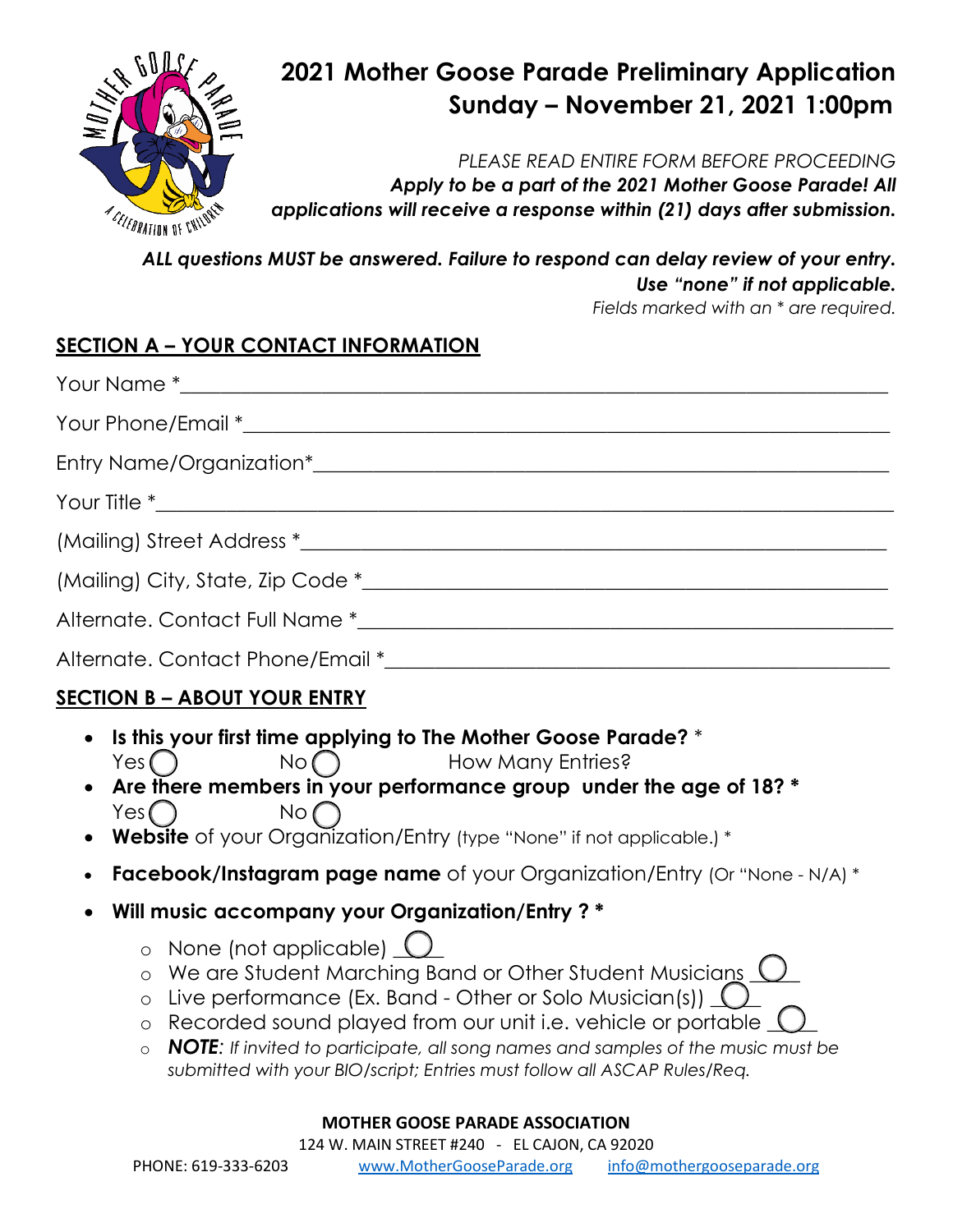# 2021 Mother Goose Parade Preliminary Application
## Sunday – November 21, 2021 1:00pm

*PLEASE READ ENTIRE FORM BEFORE PROCEEDING*

***Apply to be a part of the 2021 Mother Goose Parade! All applications will receive a response within (21) days after submission.***

***ALL questions MUST be answered. Failure to respond can delay review of your entry. Use "none" if not applicable.***

*Fields marked with an * are required.*

## SECTION A – YOUR CONTACT INFORMATION

Your Name *___________________________________________________________________

Your Phone/Email *______________________________________________________________

Entry Name/Organization*_________________________________________________________

Your Title *____________________________________________________________________

(Mailing) Street Address *_________________________________________________________

(Mailing) City, State, Zip Code *____________________________________________________

Alternate. Contact Full Name *______________________________________________________

Alternate. Contact Phone/Email *____________________________________________________

## SECTION B – ABOUT YOUR ENTRY

- **Is this your first time applying to The Mother Goose Parade?** *
  Yes ◯ No ◯ How Many Entries?
- **Are there members in your performance group under the age of 18? ***
  Yes ◯ No ◯
- **Website** of your Organization/Entry (type "None" if not applicable.) *
- **Facebook/Instagram page name** of your Organization/Entry (Or "None - N/A) *
- **Will music accompany your Organization/Entry ? ***
  - None (not applicable) ◯
  - We are Student Marching Band or Other Student Musicians ◯
  - Live performance (Ex. Band - Other or Solo Musician(s)) ◯
  - Recorded sound played from our unit i.e. vehicle or portable ◯
  - ***NOTE****: If invited to participate, all song names and samples of the music must be submitted with your BIO/script; Entries must follow all ASCAP Rules/Req.*

**MOTHER GOOSE PARADE ASSOCIATION**
124 W. MAIN STREET #240 - EL CAJON, CA 92020
PHONE: 619-333-6203 www.MotherGooseParade.org info@mothergooseparade.org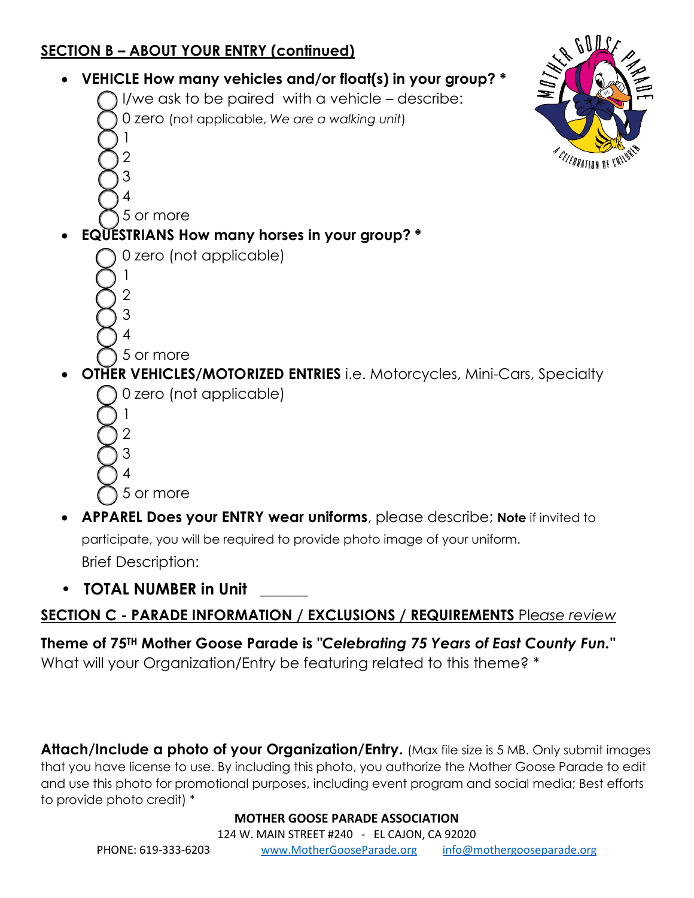## SECTION B – ABOUT YOUR ENTRY (continued)

- **VEHICLE How many vehicles and/or float(s) in your group? ***
  - ◯ I/we ask to be paired with a vehicle – describe:
  - ◯ 0 zero (not applicable, *We are a walking unit*)
  - ◯ 1
  - ◯ 2
  - ◯ 3
  - ◯ 4
  - ◯ 5 or more
- **EQUESTRIANS How many horses in your group? ***
  - ◯ 0 zero (not applicable)
  - ◯ 1
  - ◯ 2
  - ◯ 3
  - ◯ 4
  - ◯ 5 or more
- **OTHER VEHICLES/MOTORIZED ENTRIES** i.e. Motorcycles, Mini-Cars, Specialty
  - ◯ 0 zero (not applicable)
  - ◯ 1
  - ◯ 2
  - ◯ 3
  - ◯ 4
  - ◯ 5 or more
- **APPAREL Does your ENTRY wear uniforms**, please describe; **Note** if invited to participate, you will be required to provide photo image of your uniform.

  Brief Description:
- **TOTAL NUMBER in Unit** ______

## SECTION C - PARADE INFORMATION / EXCLUSIONS / REQUIREMENTS *Please review*

**Theme of 75TH Mother Goose Parade is "*Celebrating 75 Years of East County Fun.*"**
What will your Organization/Entry be featuring related to this theme? *

**Attach/Include a photo of your Organization/Entry.** (Max file size is 5 MB. Only submit images that you have license to use. By including this photo, you authorize the Mother Goose Parade to edit and use this photo for promotional purposes, including event program and social media; Best efforts to provide photo credit) *

**MOTHER GOOSE PARADE ASSOCIATION**
124 W. MAIN STREET #240 - EL CAJON, CA 92020
PHONE: 619-333-6203 www.MotherGooseParade.org info@mothergooseparade.org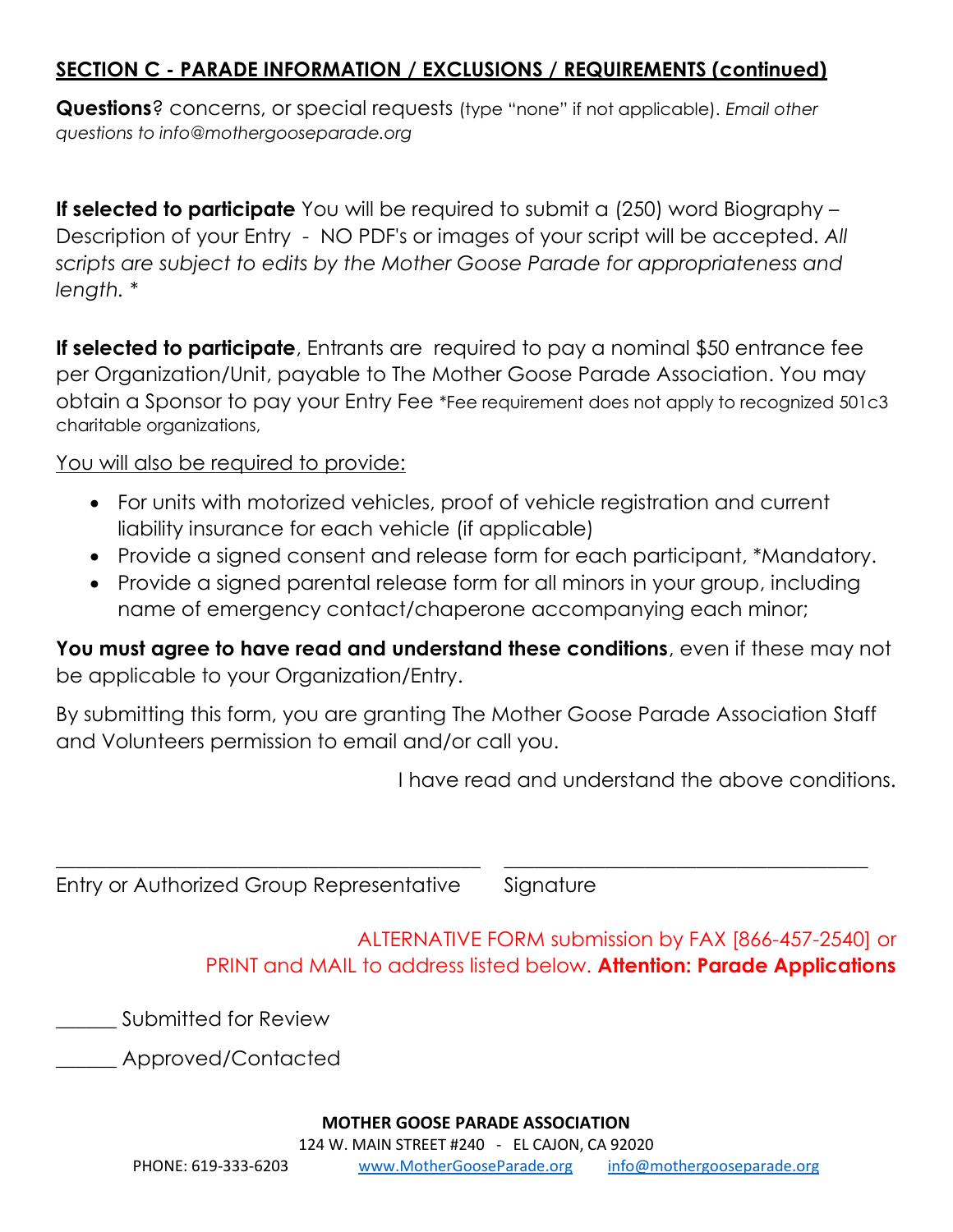## SECTION C - PARADE INFORMATION / EXCLUSIONS / REQUIREMENTS (continued)

**Questions**? concerns, or special requests (type "none" if not applicable). *Email other questions to info@mothergooseparade.org*

**If selected to participate** You will be required to submit a (250) word Biography – Description of your Entry - NO PDF's or images of your script will be accepted. *All scripts are subject to edits by the Mother Goose Parade for appropriateness and length. **

**If selected to participate**, Entrants are required to pay a nominal $50 entrance fee per Organization/Unit, payable to The Mother Goose Parade Association. You may obtain a Sponsor to pay your Entry Fee *Fee requirement does not apply to recognized 501c3 charitable organizations,

<u>You will also be required to provide:</u>

- For units with motorized vehicles, proof of vehicle registration and current liability insurance for each vehicle (if applicable)
- Provide a signed consent and release form for each participant, *Mandatory.
- Provide a signed parental release form for all minors in your group, including name of emergency contact/chaperone accompanying each minor;

**You must agree to have read and understand these conditions**, even if these may not be applicable to your Organization/Entry.

By submitting this form, you are granting The Mother Goose Parade Association Staff and Volunteers permission to email and/or call you.

I have read and understand the above conditions.

\_\_\_\_\_\_\_\_\_\_\_\_\_\_\_\_\_\_\_\_\_\_\_\_\_\_\_\_\_\_\_\_\_\_\_\_\_\_\_\_ \_\_\_\_\_\_\_\_\_\_\_\_\_\_\_\_\_\_\_\_\_\_\_\_\_\_\_\_\_\_\_\_\_\_\_\_

Entry or Authorized Group Representative Signature

ALTERNATIVE FORM submission by FAX [866-457-2540] or PRINT and MAIL to address listed below. **Attention: Parade Applications**

\_\_\_\_\_\_ Submitted for Review

\_\_\_\_\_\_ Approved/Contacted

**MOTHER GOOSE PARADE ASSOCIATION**

124 W. MAIN STREET #240 - EL CAJON, CA 92020

PHONE: 619-333-6203 www.MotherGooseParade.org info@mothergooseparade.org